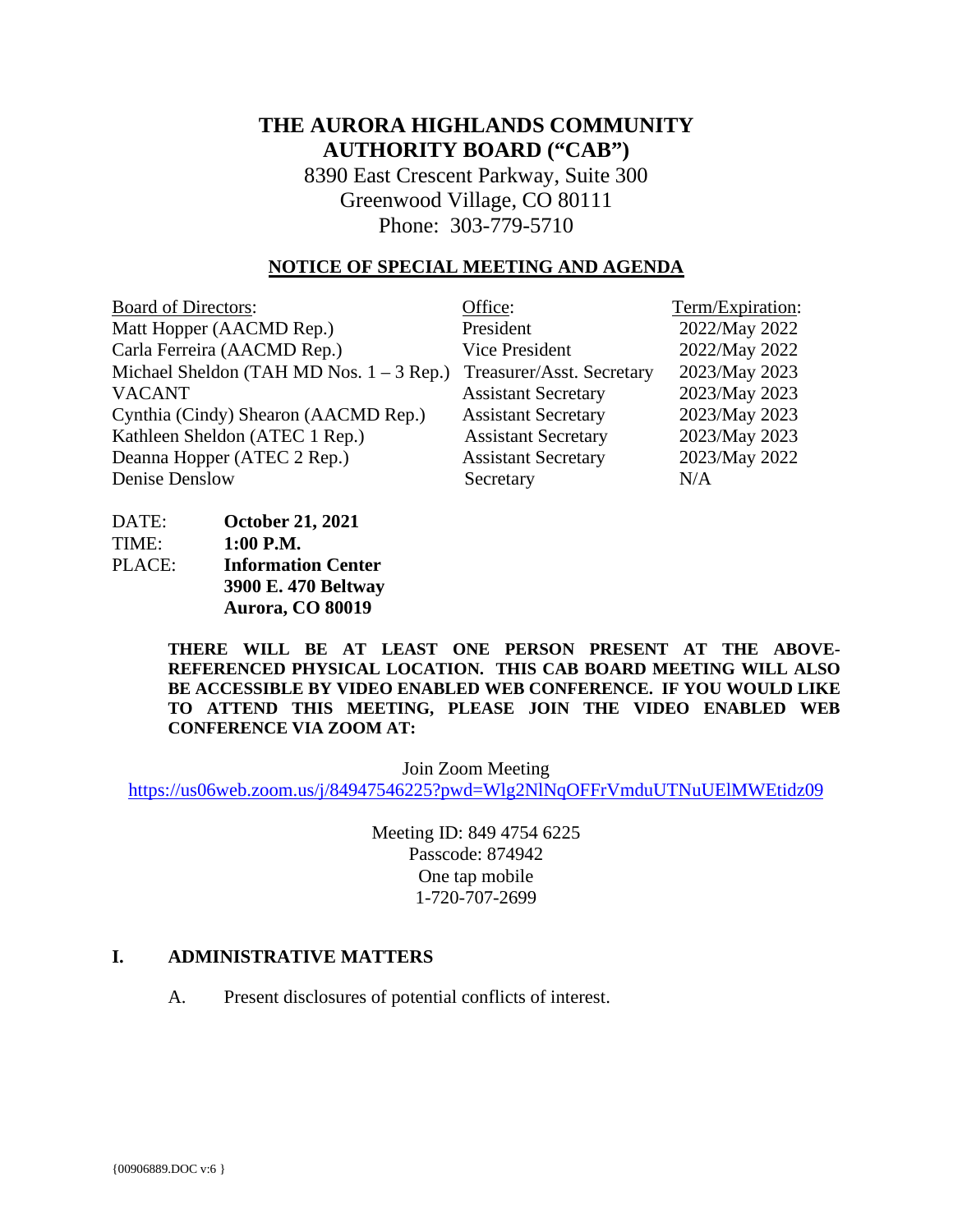# THE AURORA HIGHLANDS COMMUNITY AUTHORITY BOARD ("CAB")

8390 East Crescent Parkway, Suite 300
Greenwood Village, CO 80111
Phone: 303-779-5710

## NOTICE OF SPECIAL MEETING AND AGENDA

| Board of Directors: | Office: | Term/Expiration: |
|---|---|---|
| Matt Hopper (AACMD Rep.) | President | 2022/May 2022 |
| Carla Ferreira (AACMD Rep.) | Vice President | 2022/May 2022 |
| Michael Sheldon (TAH MD Nos. 1 – 3 Rep.) | Treasurer/Asst. Secretary | 2023/May 2023 |
| VACANT | Assistant Secretary | 2023/May 2023 |
| Cynthia (Cindy) Shearon (AACMD Rep.) | Assistant Secretary | 2023/May 2023 |
| Kathleen Sheldon (ATEC 1 Rep.) | Assistant Secretary | 2023/May 2023 |
| Deanna Hopper (ATEC 2 Rep.) | Assistant Secretary | 2023/May 2022 |
| Denise Denslow | Secretary | N/A |

DATE: **October 21, 2021**
TIME: **1:00 P.M.**
PLACE: **Information Center**
**3900 E. 470 Beltway**
**Aurora, CO 80019**

**THERE WILL BE AT LEAST ONE PERSON PRESENT AT THE ABOVE-REFERENCED PHYSICAL LOCATION. THIS CAB BOARD MEETING WILL ALSO BE ACCESSIBLE BY VIDEO ENABLED WEB CONFERENCE. IF YOU WOULD LIKE TO ATTEND THIS MEETING, PLEASE JOIN THE VIDEO ENABLED WEB CONFERENCE VIA ZOOM AT:**

Join Zoom Meeting
https://us06web.zoom.us/j/84947546225?pwd=Wlg2NlNqOFFrVmduUTNuUElMWEtidz09

Meeting ID: 849 4754 6225
Passcode: 874942
One tap mobile
1-720-707-2699

## I. ADMINISTRATIVE MATTERS

A. Present disclosures of potential conflicts of interest.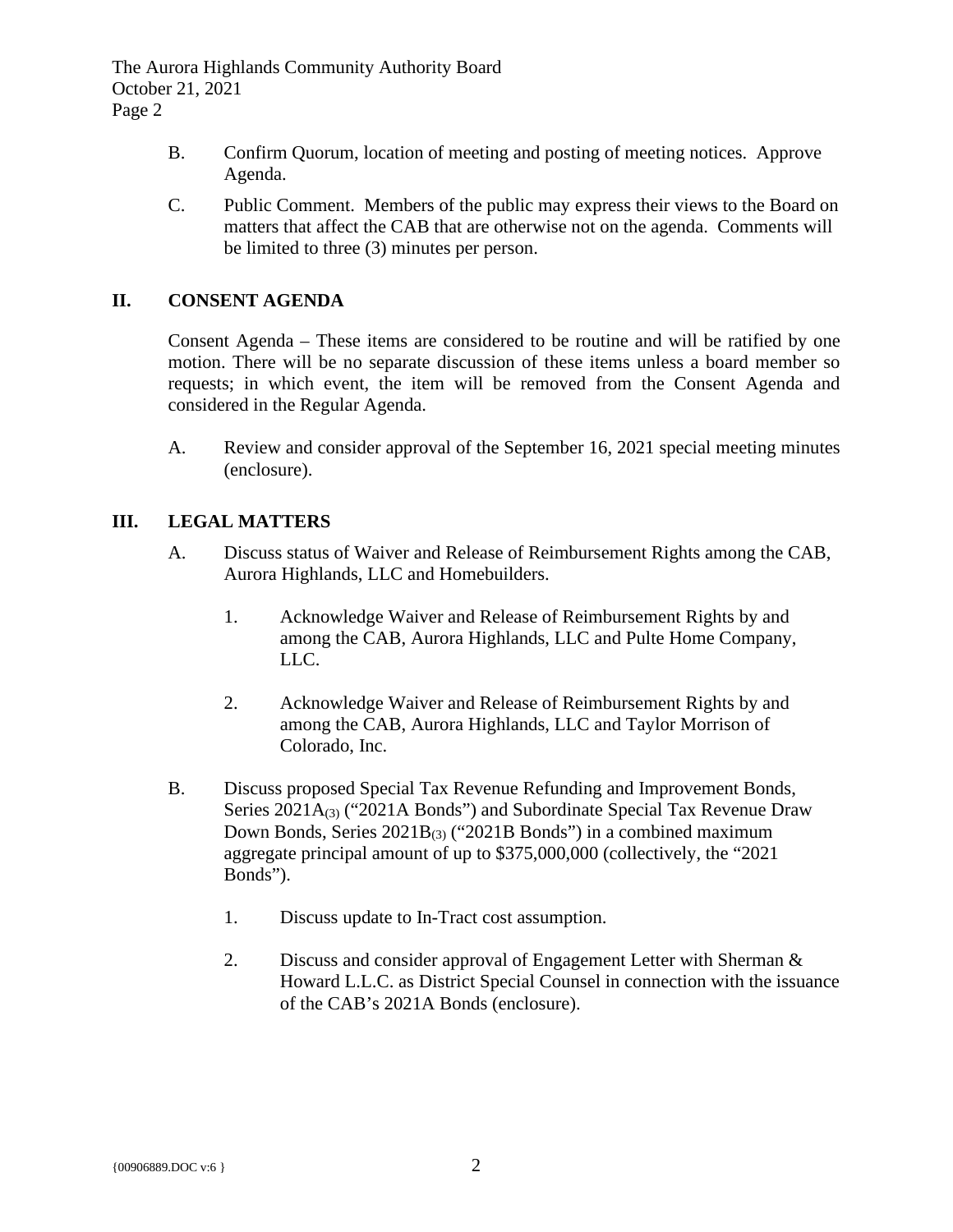B. Confirm Quorum, location of meeting and posting of meeting notices. Approve Agenda.

C. Public Comment. Members of the public may express their views to the Board on matters that affect the CAB that are otherwise not on the agenda. Comments will be limited to three (3) minutes per person.

## II. CONSENT AGENDA

Consent Agenda – These items are considered to be routine and will be ratified by one motion. There will be no separate discussion of these items unless a board member so requests; in which event, the item will be removed from the Consent Agenda and considered in the Regular Agenda.

A. Review and consider approval of the September 16, 2021 special meeting minutes (enclosure).

## III. LEGAL MATTERS

A. Discuss status of Waiver and Release of Reimbursement Rights among the CAB, Aurora Highlands, LLC and Homebuilders.

1. Acknowledge Waiver and Release of Reimbursement Rights by and among the CAB, Aurora Highlands, LLC and Pulte Home Company, LLC.

2. Acknowledge Waiver and Release of Reimbursement Rights by and among the CAB, Aurora Highlands, LLC and Taylor Morrison of Colorado, Inc.

B. Discuss proposed Special Tax Revenue Refunding and Improvement Bonds, Series $2021A_{(3)}$ ("2021A Bonds") and Subordinate Special Tax Revenue Draw Down Bonds, Series $2021B_{(3)}$ ("2021B Bonds") in a combined maximum aggregate principal amount of up to $375,000,000 (collectively, the "2021 Bonds").

1. Discuss update to In-Tract cost assumption.

2. Discuss and consider approval of Engagement Letter with Sherman & Howard L.L.C. as District Special Counsel in connection with the issuance of the CAB's 2021A Bonds (enclosure).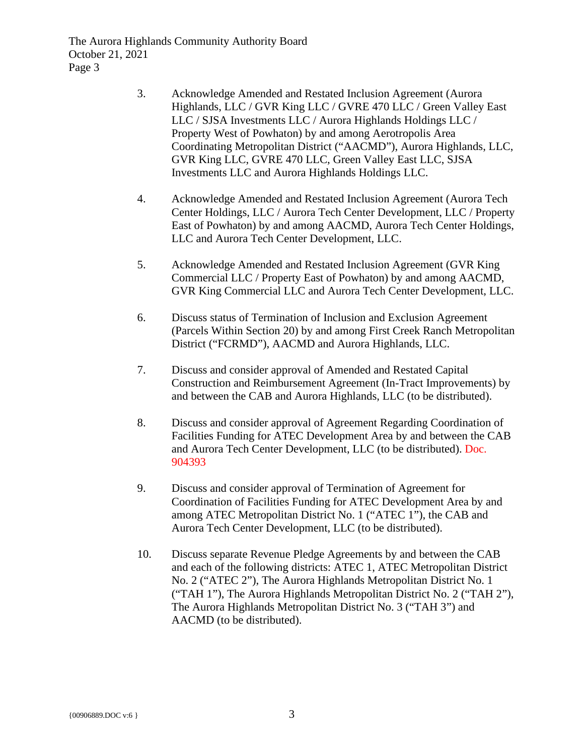3. Acknowledge Amended and Restated Inclusion Agreement (Aurora Highlands, LLC / GVR King LLC / GVRE 470 LLC / Green Valley East LLC / SJSA Investments LLC / Aurora Highlands Holdings LLC / Property West of Powhaton) by and among Aerotropolis Area Coordinating Metropolitan District ("AACMD"), Aurora Highlands, LLC, GVR King LLC, GVRE 470 LLC, Green Valley East LLC, SJSA Investments LLC and Aurora Highlands Holdings LLC.

4. Acknowledge Amended and Restated Inclusion Agreement (Aurora Tech Center Holdings, LLC / Aurora Tech Center Development, LLC / Property East of Powhaton) by and among AACMD, Aurora Tech Center Holdings, LLC and Aurora Tech Center Development, LLC.

5. Acknowledge Amended and Restated Inclusion Agreement (GVR King Commercial LLC / Property East of Powhaton) by and among AACMD, GVR King Commercial LLC and Aurora Tech Center Development, LLC.

6. Discuss status of Termination of Inclusion and Exclusion Agreement (Parcels Within Section 20) by and among First Creek Ranch Metropolitan District ("FCRMD"), AACMD and Aurora Highlands, LLC.

7. Discuss and consider approval of Amended and Restated Capital Construction and Reimbursement Agreement (In-Tract Improvements) by and between the CAB and Aurora Highlands, LLC (to be distributed).

8. Discuss and consider approval of Agreement Regarding Coordination of Facilities Funding for ATEC Development Area by and between the CAB and Aurora Tech Center Development, LLC (to be distributed). Doc. 904393

9. Discuss and consider approval of Termination of Agreement for Coordination of Facilities Funding for ATEC Development Area by and among ATEC Metropolitan District No. 1 ("ATEC 1"), the CAB and Aurora Tech Center Development, LLC (to be distributed).

10. Discuss separate Revenue Pledge Agreements by and between the CAB and each of the following districts: ATEC 1, ATEC Metropolitan District No. 2 ("ATEC 2"), The Aurora Highlands Metropolitan District No. 1 ("TAH 1"), The Aurora Highlands Metropolitan District No. 2 ("TAH 2"), The Aurora Highlands Metropolitan District No. 3 ("TAH 3") and AACMD (to be distributed).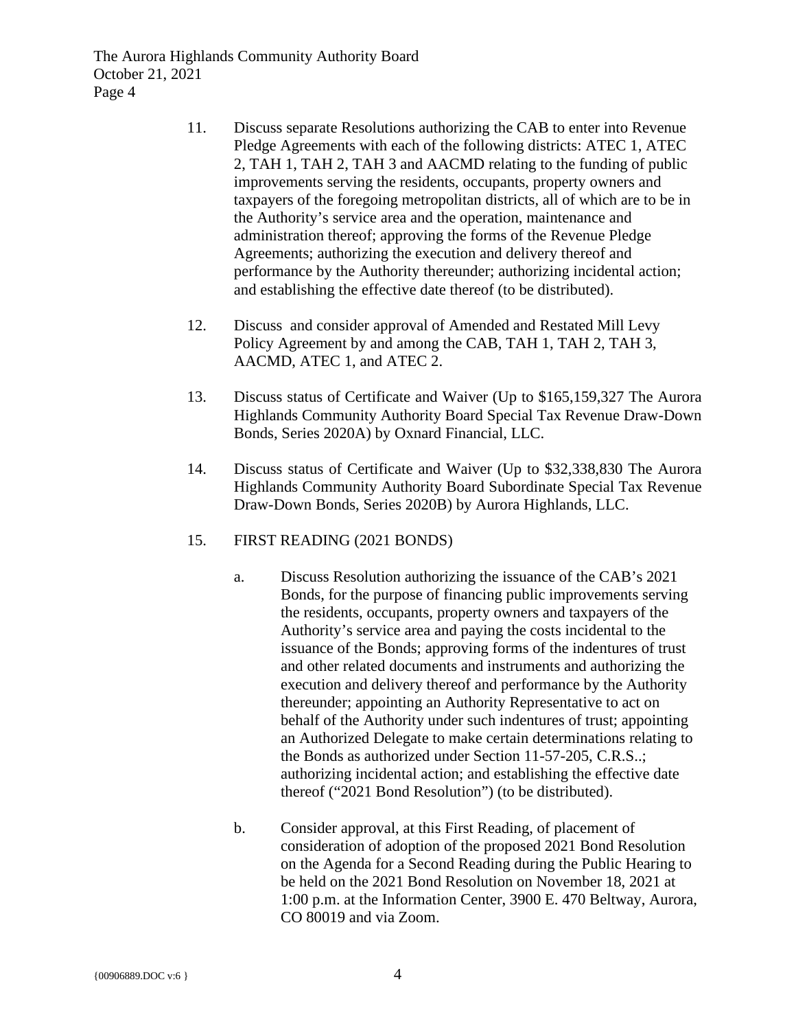11. Discuss separate Resolutions authorizing the CAB to enter into Revenue Pledge Agreements with each of the following districts: ATEC 1, ATEC 2, TAH 1, TAH 2, TAH 3 and AACMD relating to the funding of public improvements serving the residents, occupants, property owners and taxpayers of the foregoing metropolitan districts, all of which are to be in the Authority's service area and the operation, maintenance and administration thereof; approving the forms of the Revenue Pledge Agreements; authorizing the execution and delivery thereof and performance by the Authority thereunder; authorizing incidental action; and establishing the effective date thereof (to be distributed).

12. Discuss and consider approval of Amended and Restated Mill Levy Policy Agreement by and among the CAB, TAH 1, TAH 2, TAH 3, AACMD, ATEC 1, and ATEC 2.

13. Discuss status of Certificate and Waiver (Up to $165,159,327 The Aurora Highlands Community Authority Board Special Tax Revenue Draw-Down Bonds, Series 2020A) by Oxnard Financial, LLC.

14. Discuss status of Certificate and Waiver (Up to $32,338,830 The Aurora Highlands Community Authority Board Subordinate Special Tax Revenue Draw-Down Bonds, Series 2020B) by Aurora Highlands, LLC.

15. FIRST READING (2021 BONDS)

    a. Discuss Resolution authorizing the issuance of the CAB's 2021 Bonds, for the purpose of financing public improvements serving the residents, occupants, property owners and taxpayers of the Authority's service area and paying the costs incidental to the issuance of the Bonds; approving forms of the indentures of trust and other related documents and instruments and authorizing the execution and delivery thereof and performance by the Authority thereunder; appointing an Authority Representative to act on behalf of the Authority under such indentures of trust; appointing an Authorized Delegate to make certain determinations relating to the Bonds as authorized under Section 11-57-205, C.R.S..; authorizing incidental action; and establishing the effective date thereof ("2021 Bond Resolution") (to be distributed).

    b. Consider approval, at this First Reading, of placement of consideration of adoption of the proposed 2021 Bond Resolution on the Agenda for a Second Reading during the Public Hearing to be held on the 2021 Bond Resolution on November 18, 2021 at 1:00 p.m. at the Information Center, 3900 E. 470 Beltway, Aurora, CO 80019 and via Zoom.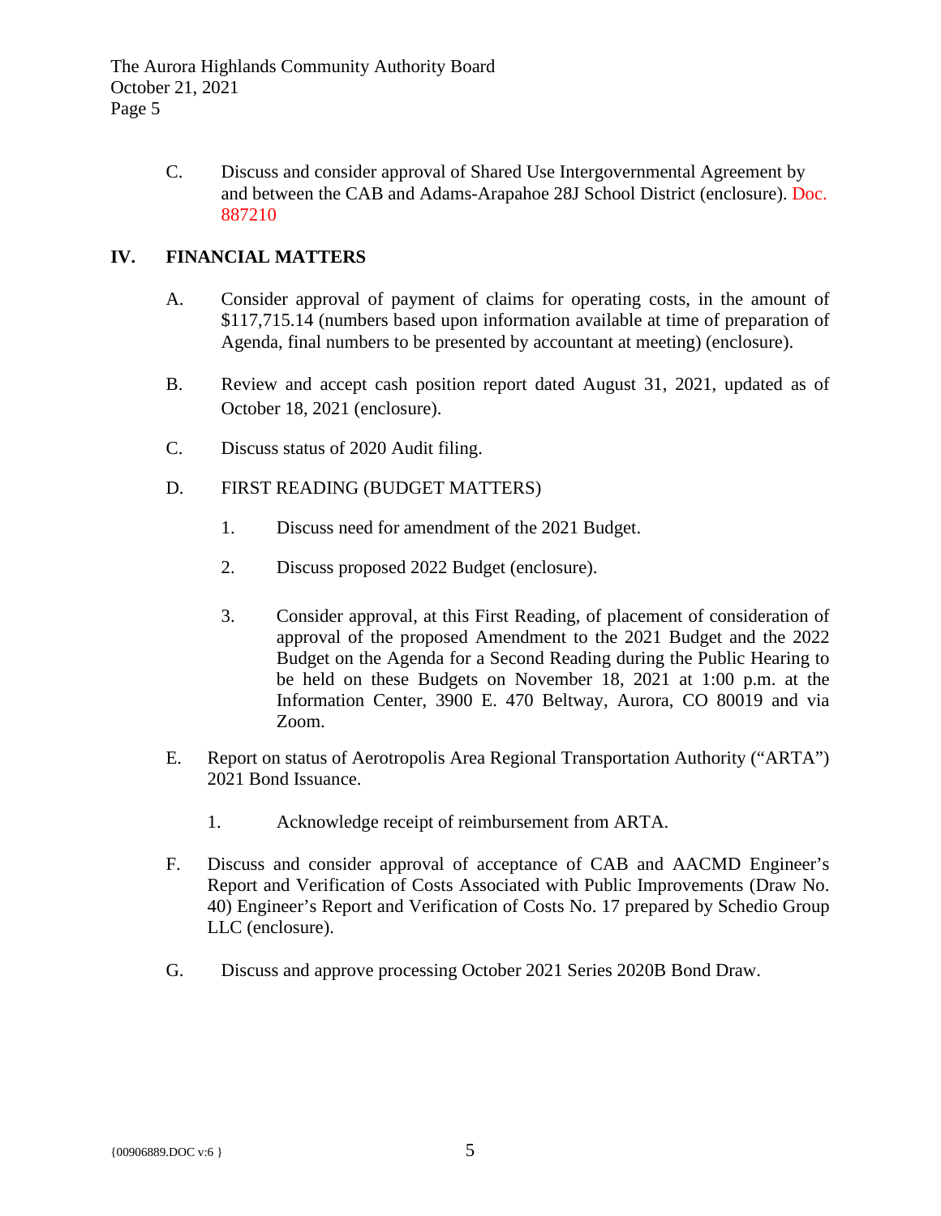C. Discuss and consider approval of Shared Use Intergovernmental Agreement by and between the CAB and Adams-Arapahoe 28J School District (enclosure). Doc. 887210

## IV. FINANCIAL MATTERS

A. Consider approval of payment of claims for operating costs, in the amount of $117,715.14 (numbers based upon information available at time of preparation of Agenda, final numbers to be presented by accountant at meeting) (enclosure).

B. Review and accept cash position report dated August 31, 2021, updated as of October 18, 2021 (enclosure).

C. Discuss status of 2020 Audit filing.

D. FIRST READING (BUDGET MATTERS)

1. Discuss need for amendment of the 2021 Budget.

2. Discuss proposed 2022 Budget (enclosure).

3. Consider approval, at this First Reading, of placement of consideration of approval of the proposed Amendment to the 2021 Budget and the 2022 Budget on the Agenda for a Second Reading during the Public Hearing to be held on these Budgets on November 18, 2021 at 1:00 p.m. at the Information Center, 3900 E. 470 Beltway, Aurora, CO 80019 and via Zoom.

E. Report on status of Aerotropolis Area Regional Transportation Authority ("ARTA") 2021 Bond Issuance.

1. Acknowledge receipt of reimbursement from ARTA.

F. Discuss and consider approval of acceptance of CAB and AACMD Engineer's Report and Verification of Costs Associated with Public Improvements (Draw No. 40) Engineer's Report and Verification of Costs No. 17 prepared by Schedio Group LLC (enclosure).

G. Discuss and approve processing October 2021 Series 2020B Bond Draw.

{00906889.DOC v:6 }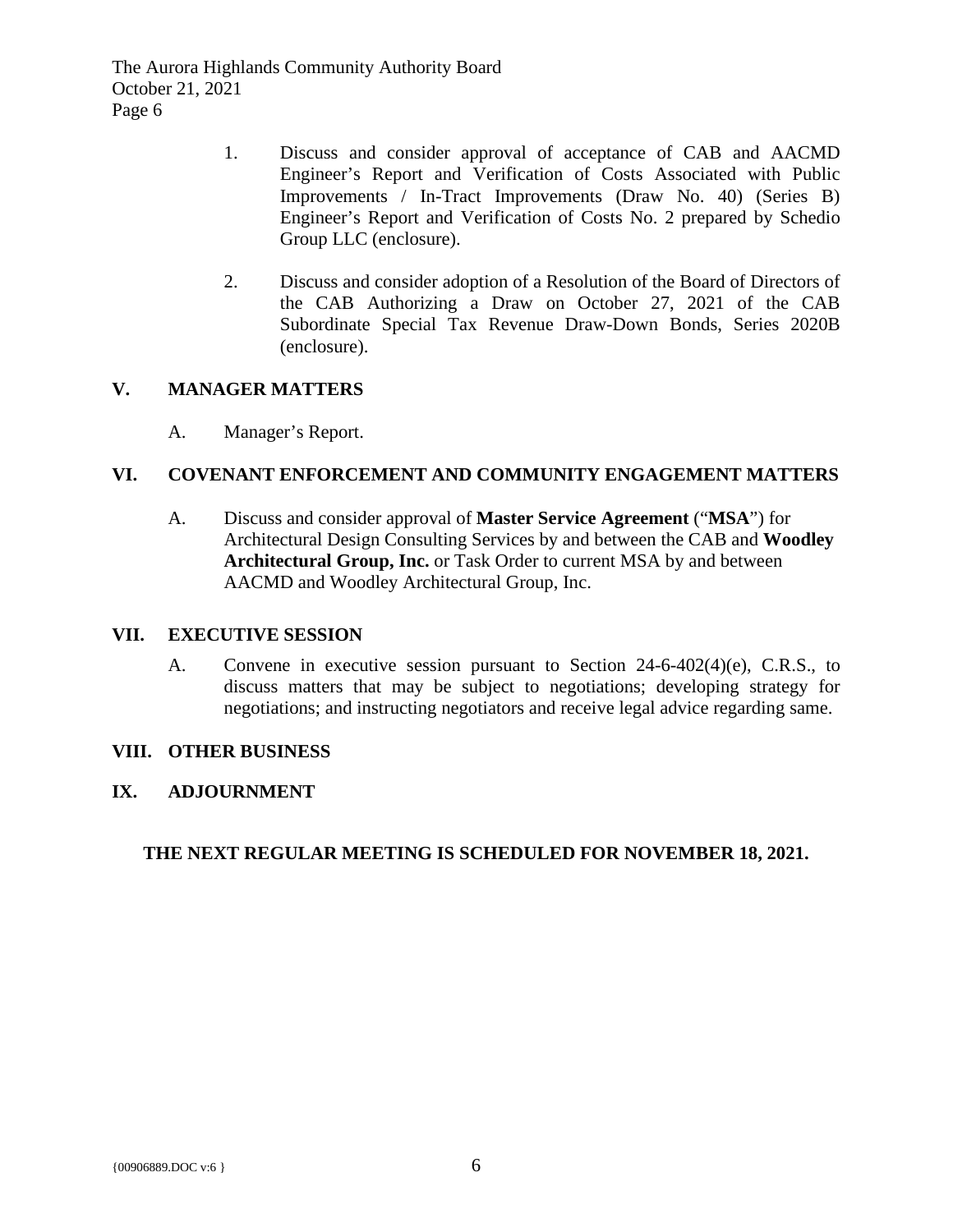1. Discuss and consider approval of acceptance of CAB and AACMD Engineer's Report and Verification of Costs Associated with Public Improvements / In-Tract Improvements (Draw No. 40) (Series B) Engineer's Report and Verification of Costs No. 2 prepared by Schedio Group LLC (enclosure).

2. Discuss and consider adoption of a Resolution of the Board of Directors of the CAB Authorizing a Draw on October 27, 2021 of the CAB Subordinate Special Tax Revenue Draw-Down Bonds, Series 2020B (enclosure).

## V. MANAGER MATTERS

A. Manager's Report.

## VI. COVENANT ENFORCEMENT AND COMMUNITY ENGAGEMENT MATTERS

A. Discuss and consider approval of **Master Service Agreement** ("**MSA**") for Architectural Design Consulting Services by and between the CAB and **Woodley Architectural Group, Inc.** or Task Order to current MSA by and between AACMD and Woodley Architectural Group, Inc.

## VII. EXECUTIVE SESSION

A. Convene in executive session pursuant to Section 24-6-402(4)(e), C.R.S., to discuss matters that may be subject to negotiations; developing strategy for negotiations; and instructing negotiators and receive legal advice regarding same.

## VIII. OTHER BUSINESS

## IX. ADJOURNMENT

**THE NEXT REGULAR MEETING IS SCHEDULED FOR NOVEMBER 18, 2021.**

{00906889.DOC v:6 }